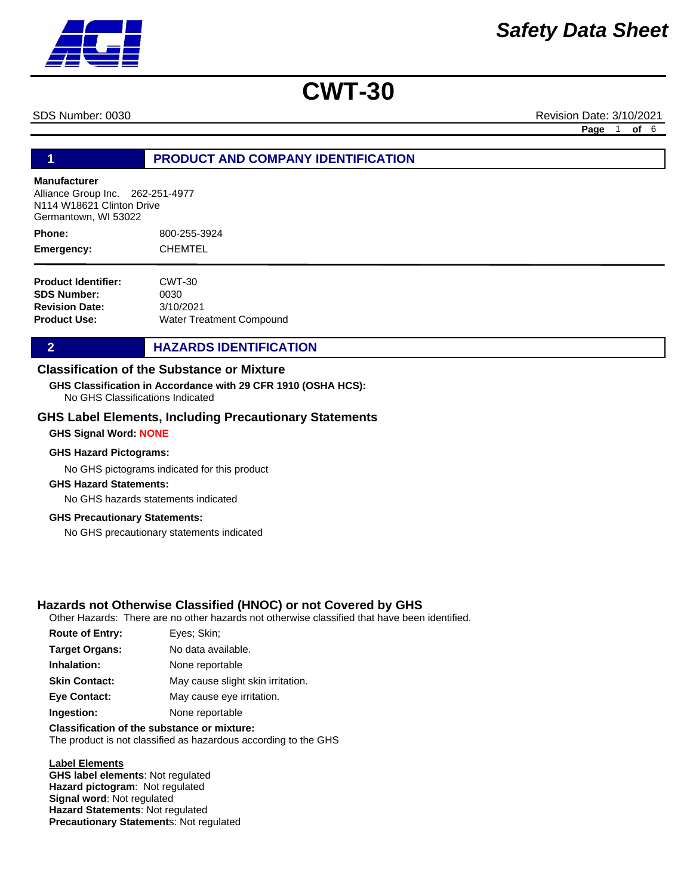# CWT-30

SDS Number: 0030 Revision Date: 3/10/2021

## 1 PRODUCT AND COMPANY IDENTIFICATION

**Manufacturer**
Alliance Group Inc. 262-251-4977
N114 W18621 Clinton Drive
Germantown, WI 53022

**Phone:** 800-255-3924

**Emergency:** CHEMTEL

**Product Identifier:** CWT-30
**SDS Number:** 0030
**Revision Date:** 3/10/2021
**Product Use:** Water Treatment Compound

## 2 HAZARDS IDENTIFICATION

### Classification of the Substance or Mixture

**GHS Classification in Accordance with 29 CFR 1910 (OSHA HCS):**
No GHS Classifications Indicated

### GHS Label Elements, Including Precautionary Statements

**GHS Signal Word:** NONE

**GHS Hazard Pictograms:**

No GHS pictograms indicated for this product

**GHS Hazard Statements:**

No GHS hazards statements indicated

**GHS Precautionary Statements:**

No GHS precautionary statements indicated

### Hazards not Otherwise Classified (HNOC) or not Covered by GHS

Other Hazards: There are no other hazards not otherwise classified that have been identified.

**Route of Entry:** Eyes; Skin;
**Target Organs:** No data available.
**Inhalation:** None reportable
**Skin Contact:** May cause slight skin irritation.
**Eye Contact:** May cause eye irritation.
**Ingestion:** None reportable

**Classification of the substance or mixture:**
The product is not classified as hazardous according to the GHS

**Label Elements**
**GHS label elements**: Not regulated
**Hazard pictogram**: Not regulated
**Signal word**: Not regulated
**Hazard Statements**: Not regulated
**Precautionary Statements**: Not regulated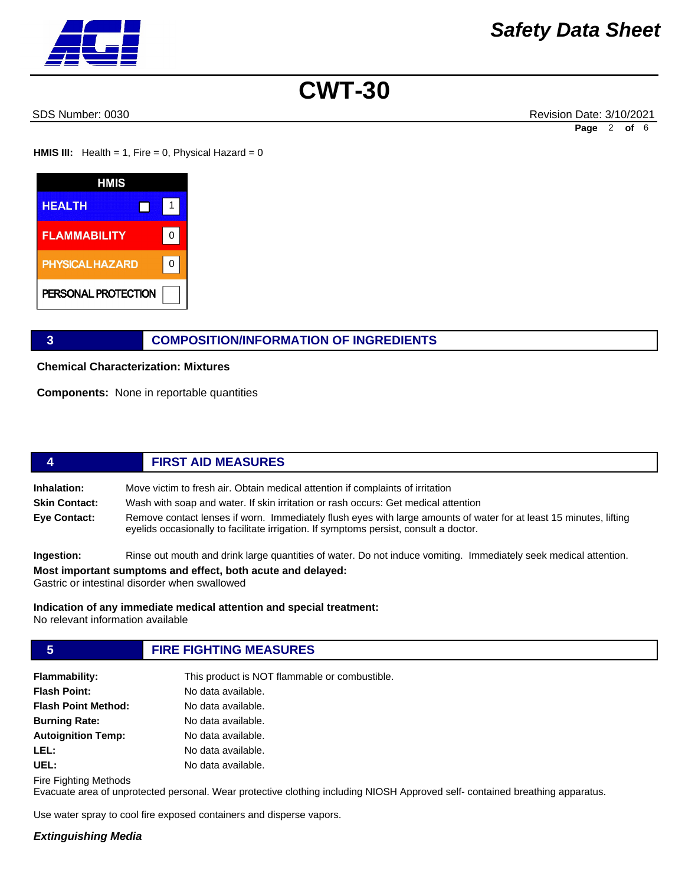**HMIS III:** Health = 1, Fire = 0, Physical Hazard = 0

| HMIS | |
|---|---|
| HEALTH | 1 |
| FLAMMABILITY | 0 |
| PHYSICAL HAZARD | 0 |
| PERSONAL PROTECTION | |

## 3 COMPOSITION/INFORMATION OF INGREDIENTS

**Chemical Characterization: Mixtures**

**Components:** None in reportable quantities

## 4 FIRST AID MEASURES

**Inhalation:** Move victim to fresh air. Obtain medical attention if complaints of irritation

**Skin Contact:** Wash with soap and water. If skin irritation or rash occurs: Get medical attention

**Eye Contact:** Remove contact lenses if worn. Immediately flush eyes with large amounts of water for at least 15 minutes, lifting eyelids occasionally to facilitate irrigation. If symptoms persist, consult a doctor.

**Ingestion:** Rinse out mouth and drink large quantities of water. Do not induce vomiting. Immediately seek medical attention.

**Most important sumptoms and effect, both acute and delayed:**
Gastric or intestinal disorder when swallowed

**Indication of any immediate medical attention and special treatment:**
No relevant information available

## 5 FIRE FIGHTING MEASURES

**Flammability:** This product is NOT flammable or combustible.

**Flash Point:** No data available.

**Flash Point Method:** No data available.

**Burning Rate:** No data available.

**Autoignition Temp:** No data available.

**LEL:** No data available.

**UEL:** No data available.

Fire Fighting Methods
Evacuate area of unprotected personal. Wear protective clothing including NIOSH Approved self- contained breathing apparatus.

Use water spray to cool fire exposed containers and disperse vapors.

***Extinguishing Media***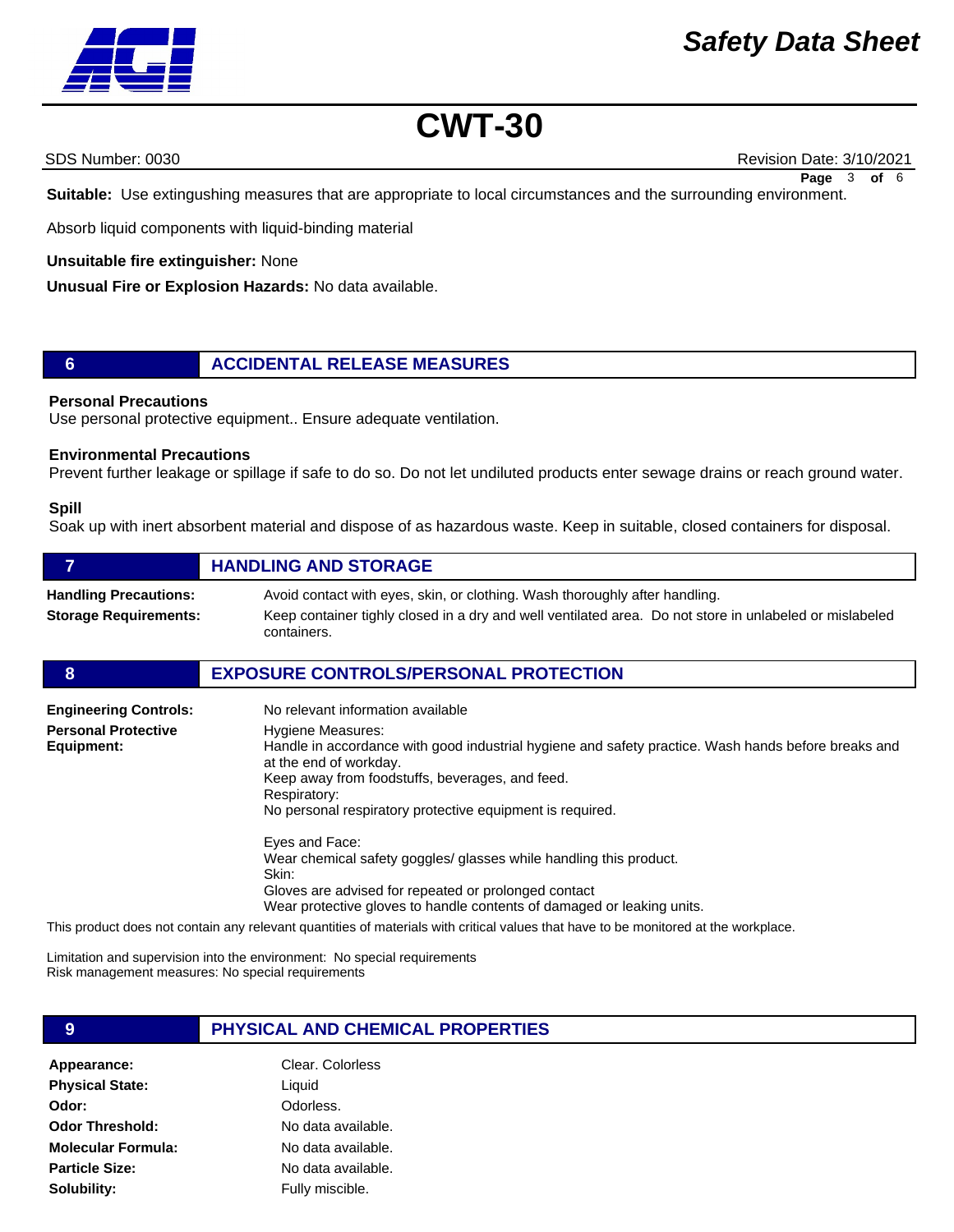**Suitable:** Use extinguishing measures that are appropriate to local circumstances and the surrounding environment.

Absorb liquid components with liquid-binding material

**Unsuitable fire extinguisher:** None

**Unusual Fire or Explosion Hazards:** No data available.

## 6 ACCIDENTAL RELEASE MEASURES

**Personal Precautions**

Use personal protective equipment.. Ensure adequate ventilation.

**Environmental Precautions**

Prevent further leakage or spillage if safe to do so. Do not let undiluted products enter sewage drains or reach ground water.

**Spill**

Soak up with inert absorbent material and dispose of as hazardous waste. Keep in suitable, closed containers for disposal.

## 7 HANDLING AND STORAGE

**Handling Precautions:** Avoid contact with eyes, skin, or clothing. Wash thoroughly after handling.

**Storage Requirements:** Keep container tightly closed in a dry and well ventilated area. Do not store in unlabeled or mislabeled containers.

## 8 EXPOSURE CONTROLS/PERSONAL PROTECTION

**Engineering Controls:** No relevant information available

**Personal Protective Equipment:**

Hygiene Measures:
Handle in accordance with good industrial hygiene and safety practice. Wash hands before breaks and at the end of workday.
Keep away from foodstuffs, beverages, and feed.
Respiratory:
No personal respiratory protective equipment is required.

Eyes and Face:
Wear chemical safety goggles/ glasses while handling this product.
Skin:
Gloves are advised for repeated or prolonged contact
Wear protective gloves to handle contents of damaged or leaking units.

This product does not contain any relevant quantities of materials with critical values that have to be monitored at the workplace.

Limitation and supervision into the environment: No special requirements
Risk management measures: No special requirements

## 9 PHYSICAL AND CHEMICAL PROPERTIES

**Appearance:** Clear. Colorless

**Physical State:** Liquid

**Odor:** Odorless.

**Odor Threshold:** No data available.

**Molecular Formula:** No data available.

**Particle Size:** No data available.

**Solubility:** Fully miscible.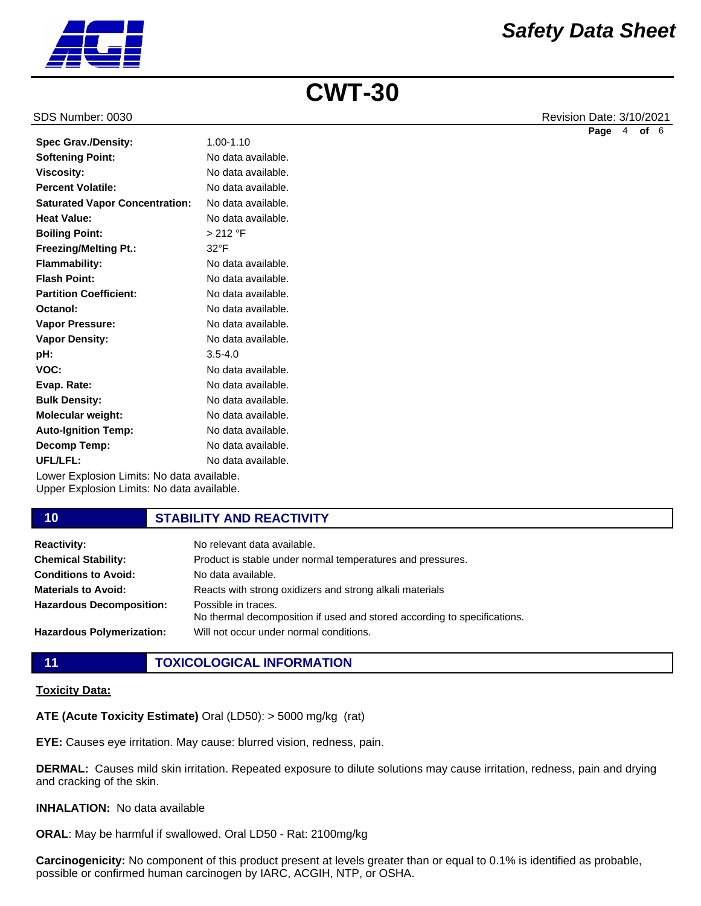| | |
|---|---|
| **Spec Grav./Density:** | 1.00-1.10 |
| **Softening Point:** | No data available. |
| **Viscosity:** | No data available. |
| **Percent Volatile:** | No data available. |
| **Saturated Vapor Concentration:** | No data available. |
| **Heat Value:** | No data available. |
| **Boiling Point:** | > 212 °F |
| **Freezing/Melting Pt.:** | 32°F |
| **Flammability:** | No data available. |
| **Flash Point:** | No data available. |
| **Partition Coefficient:** | No data available. |
| **Octanol:** | No data available. |
| **Vapor Pressure:** | No data available. |
| **Vapor Density:** | No data available. |
| **pH:** | 3.5-4.0 |
| **VOC:** | No data available. |
| **Evap. Rate:** | No data available. |
| **Bulk Density:** | No data available. |
| **Molecular weight:** | No data available. |
| **Auto-Ignition Temp:** | No data available. |
| **Decomp Temp:** | No data available. |
| **UFL/LFL:** | No data available. |

Lower Explosion Limits: No data available.
Upper Explosion Limits: No data available.

## 10 STABILITY AND REACTIVITY

| | |
|---|---|
| **Reactivity:** | No relevant data available. |
| **Chemical Stability:** | Product is stable under normal temperatures and pressures. |
| **Conditions to Avoid:** | No data available. |
| **Materials to Avoid:** | Reacts with strong oxidizers and strong alkali materials |
| **Hazardous Decomposition:** | Possible in traces. No thermal decomposition if used and stored according to specifications. |
| **Hazardous Polymerization:** | Will not occur under normal conditions. |

## 11 TOXICOLOGICAL INFORMATION

**Toxicity Data:**

**ATE (Acute Toxicity Estimate)** Oral (LD50): > 5000 mg/kg (rat)

**EYE:** Causes eye irritation. May cause: blurred vision, redness, pain.

**DERMAL:** Causes mild skin irritation. Repeated exposure to dilute solutions may cause irritation, redness, pain and drying and cracking of the skin.

**INHALATION:** No data available

**ORAL**: May be harmful if swallowed. Oral LD50 - Rat: 2100mg/kg

**Carcinogenicity:** No component of this product present at levels greater than or equal to 0.1% is identified as probable, possible or confirmed human carcinogen by IARC, ACGIH, NTP, or OSHA.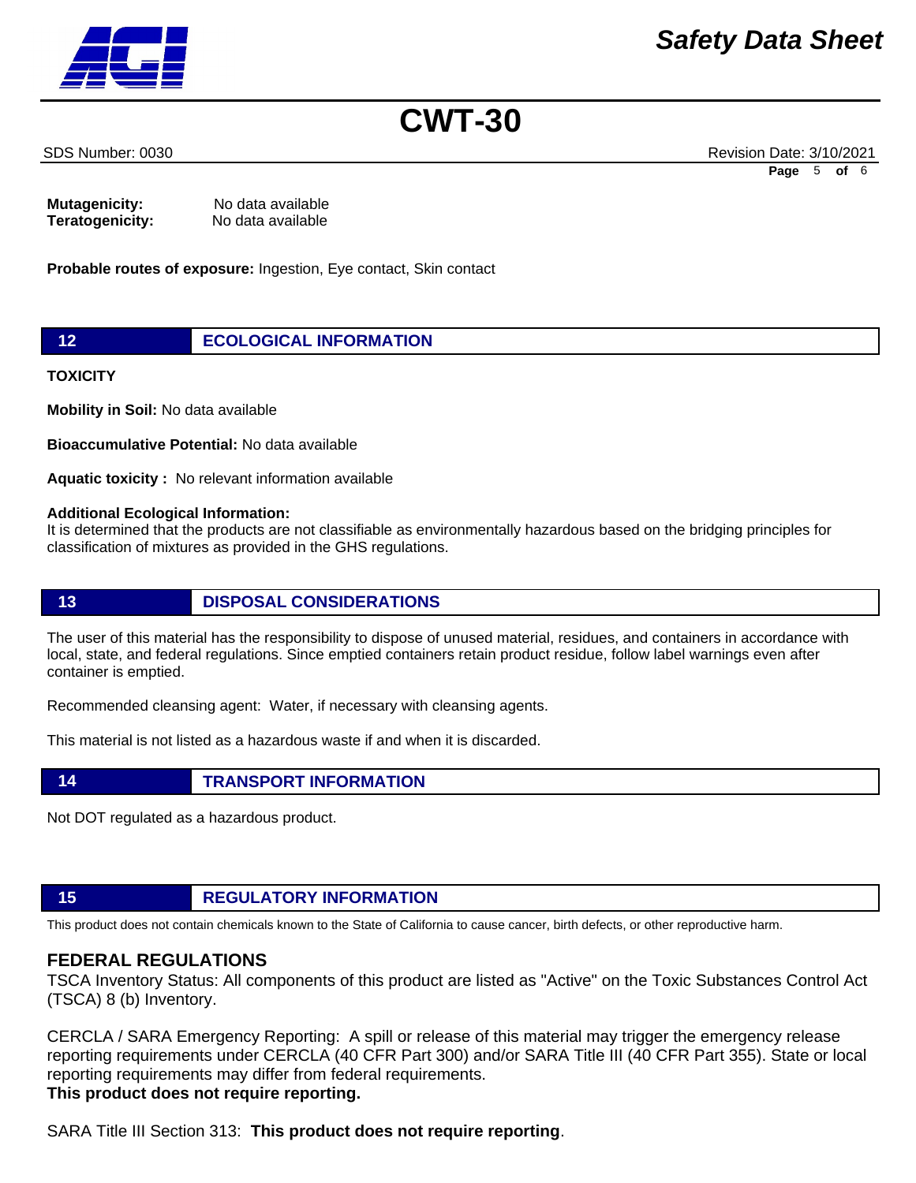**Mutagenicity:** No data available
**Teratogenicity:** No data available

**Probable routes of exposure:** Ingestion, Eye contact, Skin contact

## 12 ECOLOGICAL INFORMATION

**TOXICITY**

**Mobility in Soil:** No data available

**Bioaccumulative Potential:** No data available

**Aquatic toxicity :** No relevant information available

**Additional Ecological Information:**
It is determined that the products are not classifiable as environmentally hazardous based on the bridging principles for classification of mixtures as provided in the GHS regulations.

## 13 DISPOSAL CONSIDERATIONS

The user of this material has the responsibility to dispose of unused material, residues, and containers in accordance with local, state, and federal regulations. Since emptied containers retain product residue, follow label warnings even after container is emptied.

Recommended cleansing agent: Water, if necessary with cleansing agents.

This material is not listed as a hazardous waste if and when it is discarded.

## 14 TRANSPORT INFORMATION

Not DOT regulated as a hazardous product.

## 15 REGULATORY INFORMATION

This product does not contain chemicals known to the State of California to cause cancer, birth defects, or other reproductive harm.

### FEDERAL REGULATIONS

TSCA Inventory Status: All components of this product are listed as "Active" on the Toxic Substances Control Act (TSCA) 8 (b) Inventory.

CERCLA / SARA Emergency Reporting: A spill or release of this material may trigger the emergency release reporting requirements under CERCLA (40 CFR Part 300) and/or SARA Title III (40 CFR Part 355). State or local reporting requirements may differ from federal requirements.
**This product does not require reporting.**

SARA Title III Section 313: **This product does not require reporting**.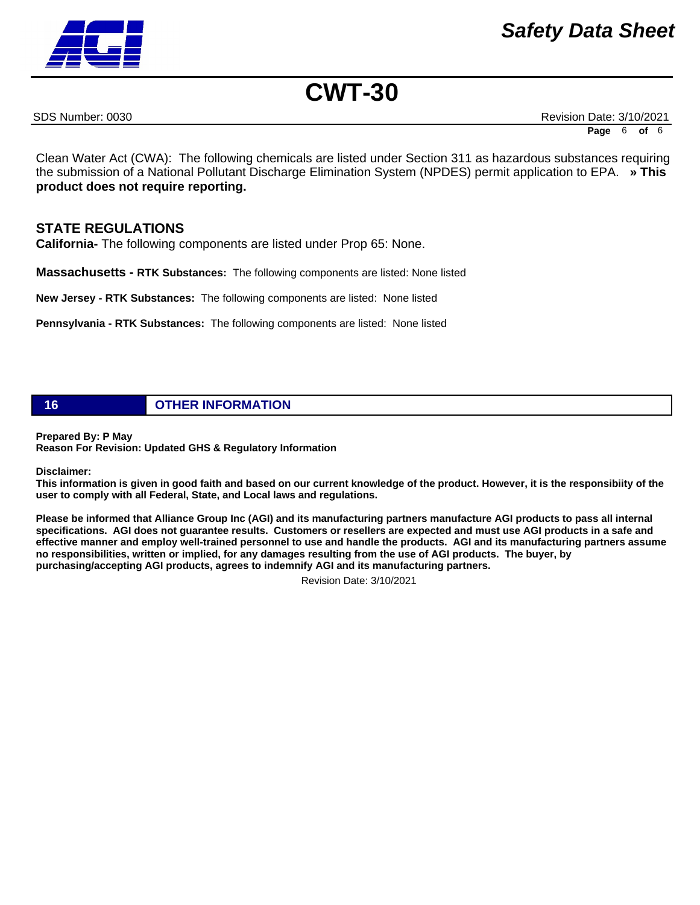Clean Water Act (CWA): The following chemicals are listed under Section 311 as hazardous substances requiring the submission of a National Pollutant Discharge Elimination System (NPDES) permit application to EPA. **» This product does not require reporting.**

## STATE REGULATIONS

**California-** The following components are listed under Prop 65: None.

**Massachusetts - RTK Substances:** The following components are listed: None listed

**New Jersey - RTK Substances:** The following components are listed: None listed

**Pennsylvania - RTK Substances:** The following components are listed: None listed

## 16 OTHER INFORMATION

**Prepared By: P May**
**Reason For Revision: Updated GHS & Regulatory Information**

**Disclaimer:**
**This information is given in good faith and based on our current knowledge of the product. However, it is the responsibiity of the user to comply with all Federal, State, and Local laws and regulations.**

**Please be informed that Alliance Group Inc (AGI) and its manufacturing partners manufacture AGI products to pass all internal specifications. AGI does not guarantee results. Customers or resellers are expected and must use AGI products in a safe and effective manner and employ well-trained personnel to use and handle the products. AGI and its manufacturing partners assume no responsibilities, written or implied, for any damages resulting from the use of AGI products. The buyer, by purchasing/accepting AGI products, agrees to indemnify AGI and its manufacturing partners.**

Revision Date: 3/10/2021